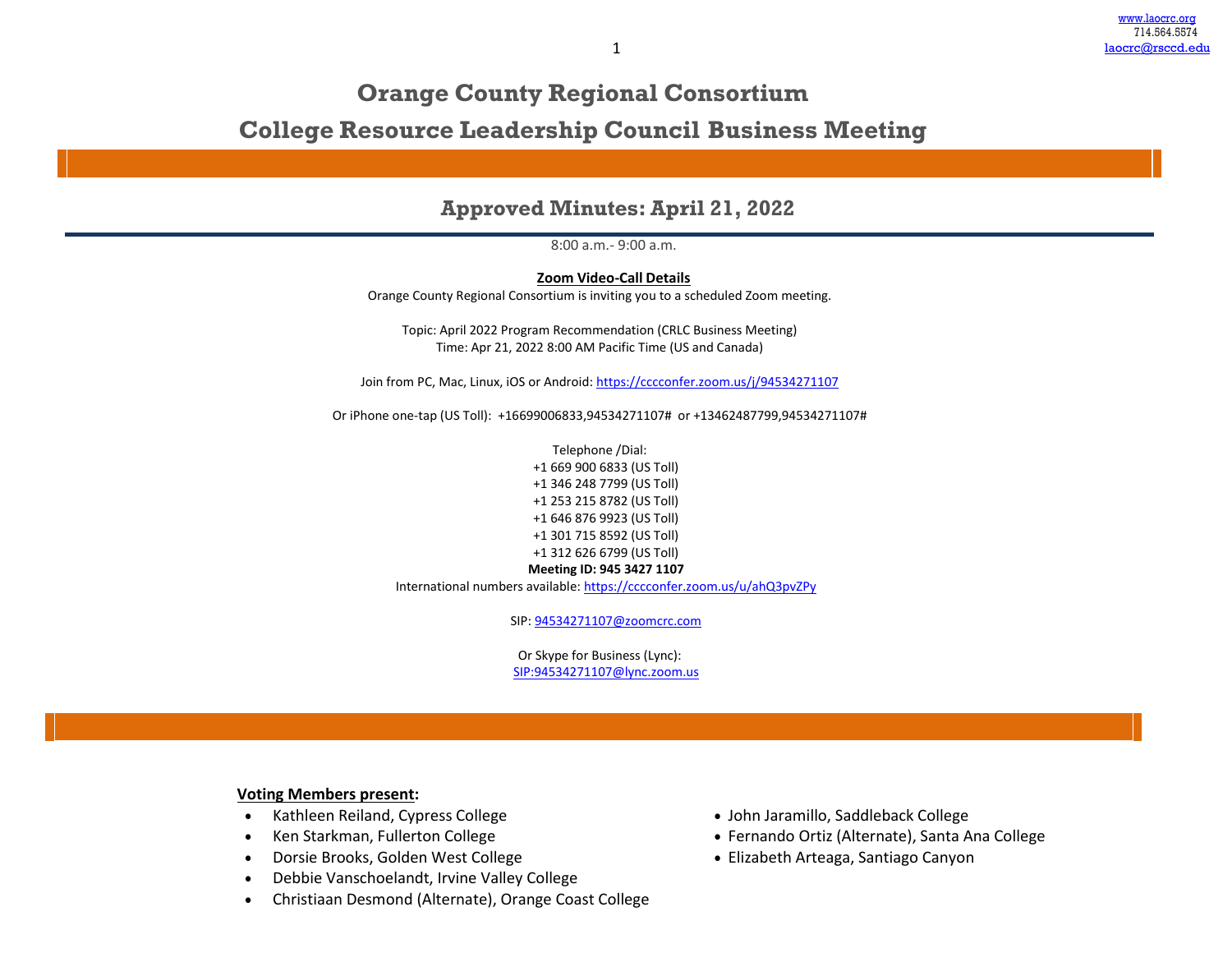www.laocrc.org
714.564.5574
laocrc@rsccd.edu

# Orange County Regional Consortium

# College Resource Leadership Council Business Meeting

## Approved Minutes: April 21, 2022

8:00 a.m.- 9:00 a.m.

**Zoom Video-Call Details**

Orange County Regional Consortium is inviting you to a scheduled Zoom meeting.

Topic: April 2022 Program Recommendation (CRLC Business Meeting)
Time: Apr 21, 2022 8:00 AM Pacific Time (US and Canada)

Join from PC, Mac, Linux, iOS or Android: https://cccconfer.zoom.us/j/94534271107

Or iPhone one-tap (US Toll): +16699006833,94534271107# or +13462487799,94534271107#

Telephone /Dial:
+1 669 900 6833 (US Toll)
+1 346 248 7799 (US Toll)
+1 253 215 8782 (US Toll)
+1 646 876 9923 (US Toll)
+1 301 715 8592 (US Toll)
+1 312 626 6799 (US Toll)
**Meeting ID: 945 3427 1107**
International numbers available: https://cccconfer.zoom.us/u/ahQ3pvZPy

SIP: 94534271107@zoomcrc.com

Or Skype for Business (Lync):
SIP:94534271107@lync.zoom.us

**Voting Members present:**

- Kathleen Reiland, Cypress College
- Ken Starkman, Fullerton College
- Dorsie Brooks, Golden West College
- Debbie Vanschoelandt, Irvine Valley College
- Christiaan Desmond (Alternate), Orange Coast College
- John Jaramillo, Saddleback College
- Fernando Ortiz (Alternate), Santa Ana College
- Elizabeth Arteaga, Santiago Canyon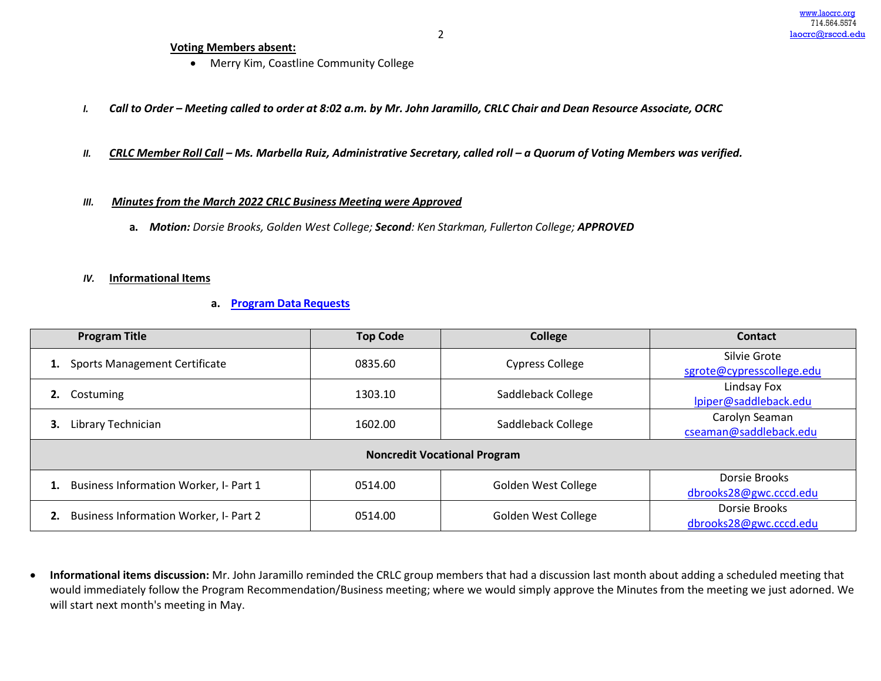**Voting Members absent:**

- Merry Kim, Coastline Community College

*I.* ***Call to Order – Meeting called to order at 8:02 a.m. by Mr. John Jaramillo, CRLC Chair and Dean Resource Associate, OCRC***

*II.* ***CRLC Member Roll Call – Ms. Marbella Ruiz, Administrative Secretary, called roll – a Quorum of Voting Members was verified.***

*III.* ***Minutes from the March 2022 CRLC Business Meeting were Approved***

**a.** ***Motion:*** *Dorsie Brooks, Golden West College;* ***Second****: Ken Starkman, Fullerton College;* ***APPROVED***

*IV.* **Informational Items**

**a. Program Data Requests**

| Program Title | Top Code | College | Contact |
|---|---|---|---|
| **1.** Sports Management Certificate | 0835.60 | Cypress College | Silvie Grote sgrote@cypresscollege.edu |
| **2.** Costuming | 1303.10 | Saddleback College | Lindsay Fox lpiper@saddleback.edu |
| **3.** Library Technician | 1602.00 | Saddleback College | Carolyn Seaman cseaman@saddleback.edu |
| **Noncredit Vocational Program** | | | |
| **1.** Business Information Worker, I- Part 1 | 0514.00 | Golden West College | Dorsie Brooks dbrooks28@gwc.cccd.edu |
| **2.** Business Information Worker, I- Part 2 | 0514.00 | Golden West College | Dorsie Brooks dbrooks28@gwc.cccd.edu |

- **Informational items discussion:** Mr. John Jaramillo reminded the CRLC group members that had a discussion last month about adding a scheduled meeting that would immediately follow the Program Recommendation/Business meeting; where we would simply approve the Minutes from the meeting we just adorned. We will start next month's meeting in May.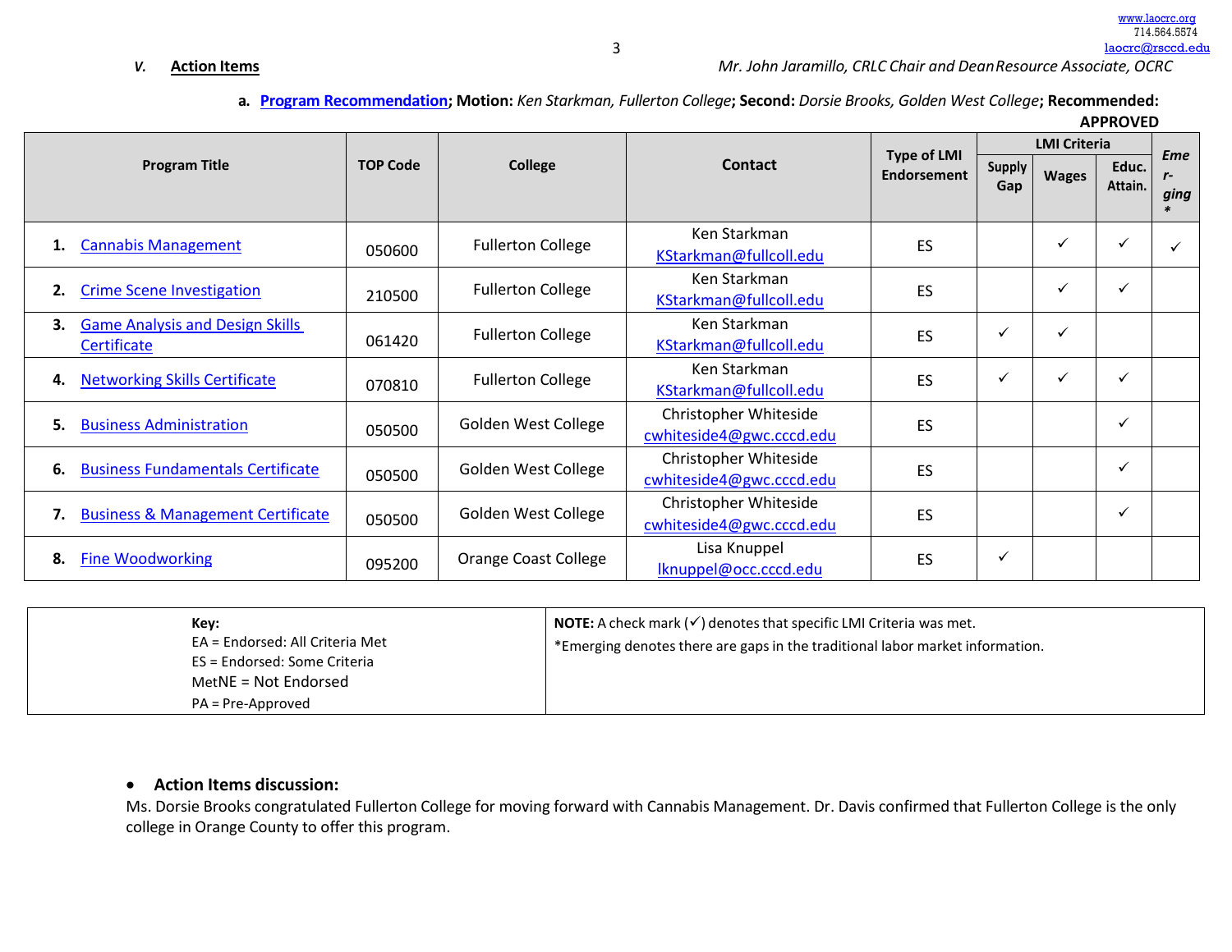## V. Action Items

Mr. John Jaramillo, CRLC Chair and Dean Resource Associate, OCRC

a. **Program Recommendation; Motion:** *Ken Starkman, Fullerton College*; **Second:** *Dorsie Brooks, Golden West College*; **Recommended: APPROVED**

| Program Title | TOP Code | College | Contact | Type of LMI Endorsement | LMI Criteria | | | *Emerging** |
|---|---|---|---|---|---|---|---|---|
| | | | | | Supply Gap | Wages | Educ. Attain. | |
| 1. Cannabis Management | 050600 | Fullerton College | Ken Starkman KStarkman@fullcoll.edu | ES | | ✓ | ✓ | ✓ |
| 2. Crime Scene Investigation | 210500 | Fullerton College | Ken Starkman KStarkman@fullcoll.edu | ES | | ✓ | ✓ | |
| 3. Game Analysis and Design Skills Certificate | 061420 | Fullerton College | Ken Starkman KStarkman@fullcoll.edu | ES | ✓ | ✓ | | |
| 4. Networking Skills Certificate | 070810 | Fullerton College | Ken Starkman KStarkman@fullcoll.edu | ES | ✓ | ✓ | ✓ | |
| 5. Business Administration | 050500 | Golden West College | Christopher Whiteside cwhiteside4@gwc.cccd.edu | ES | | | ✓ | |
| 6. Business Fundamentals Certificate | 050500 | Golden West College | Christopher Whiteside cwhiteside4@gwc.cccd.edu | ES | | | ✓ | |
| 7. Business & Management Certificate | 050500 | Golden West College | Christopher Whiteside cwhiteside4@gwc.cccd.edu | ES | | | ✓ | |
| 8. Fine Woodworking | 095200 | Orange Coast College | Lisa Knuppel lknuppel@occ.cccd.edu | ES | ✓ | | | |

| **Key:** | **NOTE:** A check mark (✓) denotes that specific LMI Criteria was met. |
|---|---|
| EA = Endorsed: All Criteria Met<br>ES = Endorsed: Some Criteria<br>MetNE = Not Endorsed<br>PA = Pre-Approved | *Emerging denotes there are gaps in the traditional labor market information. |

- **Action Items discussion:**

Ms. Dorsie Brooks congratulated Fullerton College for moving forward with Cannabis Management. Dr. Davis confirmed that Fullerton College is the only college in Orange County to offer this program.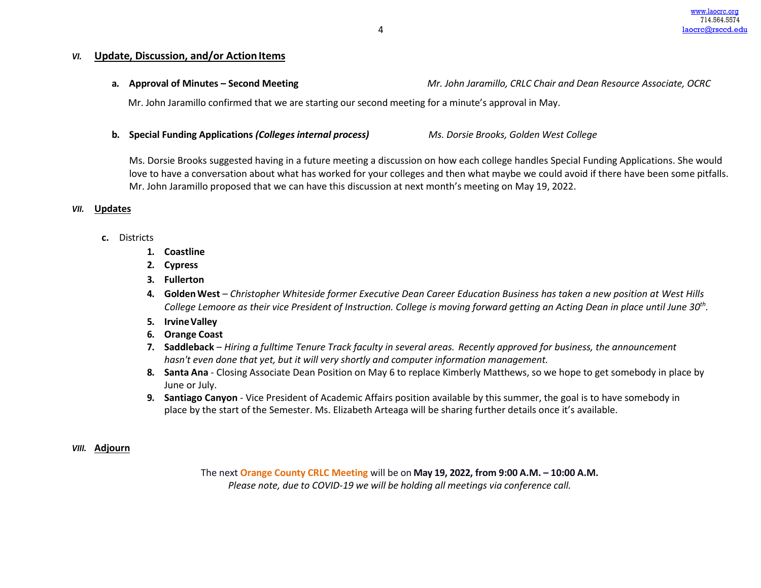## VI. Update, Discussion, and/or Action Items

**a. Approval of Minutes – Second Meeting** *Mr. John Jaramillo, CRLC Chair and Dean Resource Associate, OCRC*

Mr. John Jaramillo confirmed that we are starting our second meeting for a minute's approval in May.

**b. Special Funding Applications *(Colleges internal process)*** *Ms. Dorsie Brooks, Golden West College*

Ms. Dorsie Brooks suggested having in a future meeting a discussion on how each college handles Special Funding Applications. She would love to have a conversation about what has worked for your colleges and then what maybe we could avoid if there have been some pitfalls. Mr. John Jaramillo proposed that we can have this discussion at next month's meeting on May 19, 2022.

## VII. Updates

**c.** Districts

1. **Coastline**
2. **Cypress**
3. **Fullerton**
4. **Golden West** – *Christopher Whiteside former Executive Dean Career Education Business has taken a new position at West Hills College Lemoore as their vice President of Instruction. College is moving forward getting an Acting Dean in place until June 30th.*
5. **Irvine Valley**
6. **Orange Coast**
7. **Saddleback** – *Hiring a fulltime Tenure Track faculty in several areas. Recently approved for business, the announcement hasn't even done that yet, but it will very shortly and computer information management.*
8. **Santa Ana** - Closing Associate Dean Position on May 6 to replace Kimberly Matthews, so we hope to get somebody in place by June or July.
9. **Santiago Canyon** - Vice President of Academic Affairs position available by this summer, the goal is to have somebody in place by the start of the Semester. Ms. Elizabeth Arteaga will be sharing further details once it's available.

## VIII. Adjourn

The next **Orange County CRLC Meeting** will be on **May 19, 2022, from 9:00 A.M. – 10:00 A.M.**
*Please note, due to COVID-19 we will be holding all meetings via conference call.*